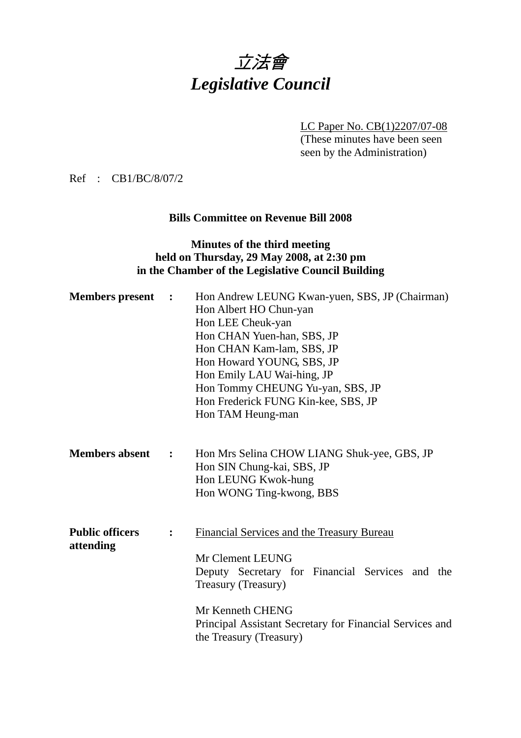# *立法會*
# *Legislative Council*

LC Paper No. CB(1)2207/07-08
(These minutes have been seen by the Administration)

Ref : CB1/BC/8/07/2

**Bills Committee on Revenue Bill 2008**

**Minutes of the third meeting held on Thursday, 29 May 2008, at 2:30 pm in the Chamber of the Legislative Council Building**

**Members present** :
Hon Andrew LEUNG Kwan-yuen, SBS, JP (Chairman)
Hon Albert HO Chun-yan
Hon LEE Cheuk-yan
Hon CHAN Yuen-han, SBS, JP
Hon CHAN Kam-lam, SBS, JP
Hon Howard YOUNG, SBS, JP
Hon Emily LAU Wai-hing, JP
Hon Tommy CHEUNG Yu-yan, SBS, JP
Hon Frederick FUNG Kin-kee, SBS, JP
Hon TAM Heung-man

**Members absent** :
Hon Mrs Selina CHOW LIANG Shuk-yee, GBS, JP
Hon SIN Chung-kai, SBS, JP
Hon LEUNG Kwok-hung
Hon WONG Ting-kwong, BBS

**Public officers attending** :
Financial Services and the Treasury Bureau

Mr Clement LEUNG
Deputy Secretary for Financial Services and the Treasury (Treasury)

Mr Kenneth CHENG
Principal Assistant Secretary for Financial Services and the Treasury (Treasury)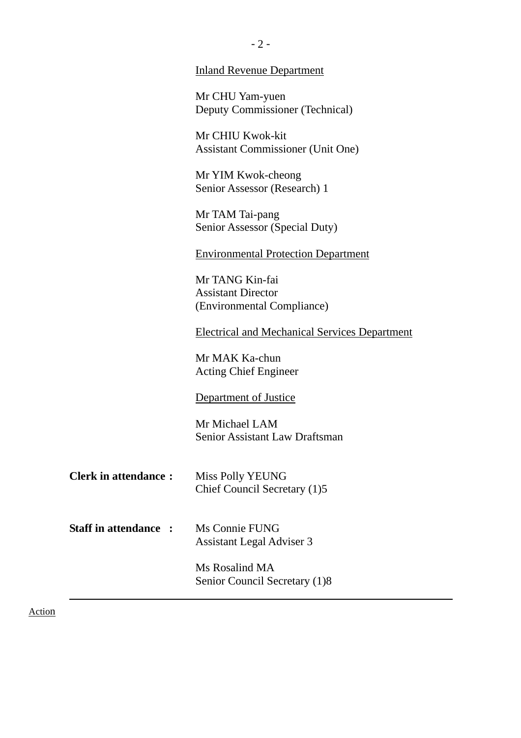<u>Inland Revenue Department</u>

Mr CHU Yam-yuen
Deputy Commissioner (Technical)

Mr CHIU Kwok-kit
Assistant Commissioner (Unit One)

Mr YIM Kwok-cheong
Senior Assessor (Research) 1

Mr TAM Tai-pang
Senior Assessor (Special Duty)

<u>Environmental Protection Department</u>

Mr TANG Kin-fai
Assistant Director
(Environmental Compliance)

<u>Electrical and Mechanical Services Department</u>

Mr MAK Ka-chun
Acting Chief Engineer

<u>Department of Justice</u>

Mr Michael LAM
Senior Assistant Law Draftsman

**Clerk in attendance :** Miss Polly YEUNG
Chief Council Secretary (1)5

**Staff in attendance :** Ms Connie FUNG
Assistant Legal Adviser 3

Ms Rosalind MA
Senior Council Secretary (1)8

---

<u>Action</u>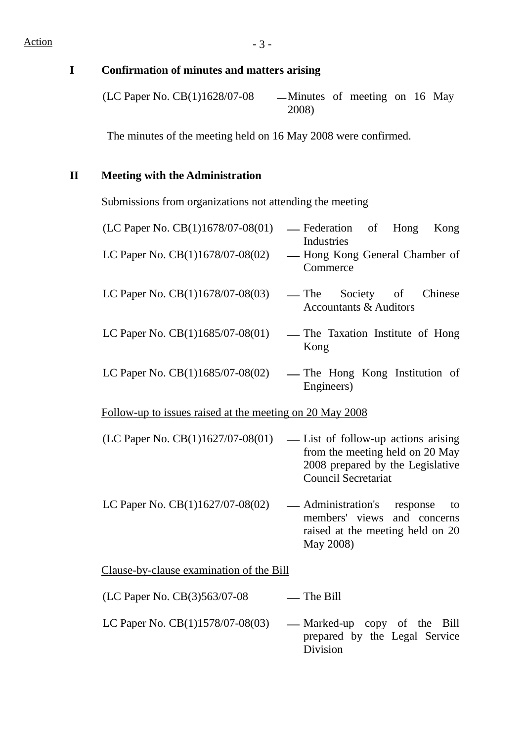Action

## I Confirmation of minutes and matters arising

(LC Paper No. CB(1)1628/07-08 — Minutes of meeting on 16 May 2008)

The minutes of the meeting held on 16 May 2008 were confirmed.

## II Meeting with the Administration

Submissions from organizations not attending the meeting

(LC Paper No. CB(1)1678/07-08(01) — Federation of Hong Kong Industries

LC Paper No. CB(1)1678/07-08(02) — Hong Kong General Chamber of Commerce

LC Paper No. CB(1)1678/07-08(03) — The Society of Chinese Accountants & Auditors

LC Paper No. CB(1)1685/07-08(01) — The Taxation Institute of Hong Kong

LC Paper No. CB(1)1685/07-08(02) — The Hong Kong Institution of Engineers)

Follow-up to issues raised at the meeting on 20 May 2008

(LC Paper No. CB(1)1627/07-08(01) — List of follow-up actions arising from the meeting held on 20 May 2008 prepared by the Legislative Council Secretariat

LC Paper No. CB(1)1627/07-08(02) — Administration's response to members' views and concerns raised at the meeting held on 20 May 2008)

Clause-by-clause examination of the Bill

(LC Paper No. CB(3)563/07-08 — The Bill

LC Paper No. CB(1)1578/07-08(03) — Marked-up copy of the Bill prepared by the Legal Service Division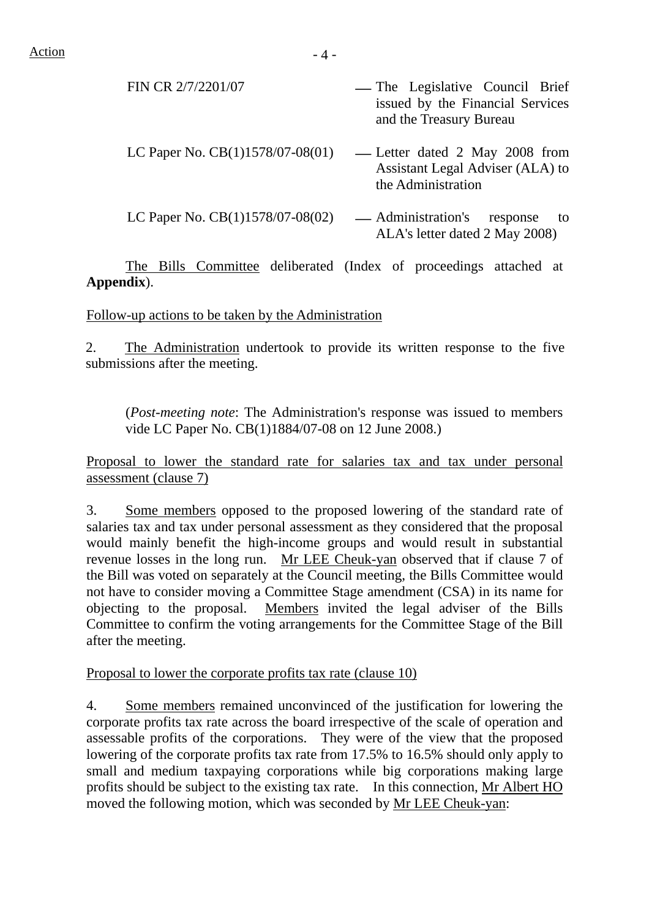| | |
|---|---|
| FIN CR 2/7/2201/07 | — The Legislative Council Brief issued by the Financial Services and the Treasury Bureau |
| LC Paper No. CB(1)1578/07-08(01) | — Letter dated 2 May 2008 from Assistant Legal Adviser (ALA) to the Administration |
| LC Paper No. CB(1)1578/07-08(02) | — Administration's response to ALA's letter dated 2 May 2008) |

The Bills Committee deliberated (Index of proceedings attached at **Appendix**).

Follow-up actions to be taken by the Administration

2. The Administration undertook to provide its written response to the five submissions after the meeting.

(*Post-meeting note*: The Administration's response was issued to members vide LC Paper No. CB(1)1884/07-08 on 12 June 2008.)

Proposal to lower the standard rate for salaries tax and tax under personal assessment (clause 7)

3. Some members opposed to the proposed lowering of the standard rate of salaries tax and tax under personal assessment as they considered that the proposal would mainly benefit the high-income groups and would result in substantial revenue losses in the long run. Mr LEE Cheuk-yan observed that if clause 7 of the Bill was voted on separately at the Council meeting, the Bills Committee would not have to consider moving a Committee Stage amendment (CSA) in its name for objecting to the proposal. Members invited the legal adviser of the Bills Committee to confirm the voting arrangements for the Committee Stage of the Bill after the meeting.

Proposal to lower the corporate profits tax rate (clause 10)

4. Some members remained unconvinced of the justification for lowering the corporate profits tax rate across the board irrespective of the scale of operation and assessable profits of the corporations. They were of the view that the proposed lowering of the corporate profits tax rate from 17.5% to 16.5% should only apply to small and medium taxpaying corporations while big corporations making large profits should be subject to the existing tax rate. In this connection, Mr Albert HO moved the following motion, which was seconded by Mr LEE Cheuk-yan: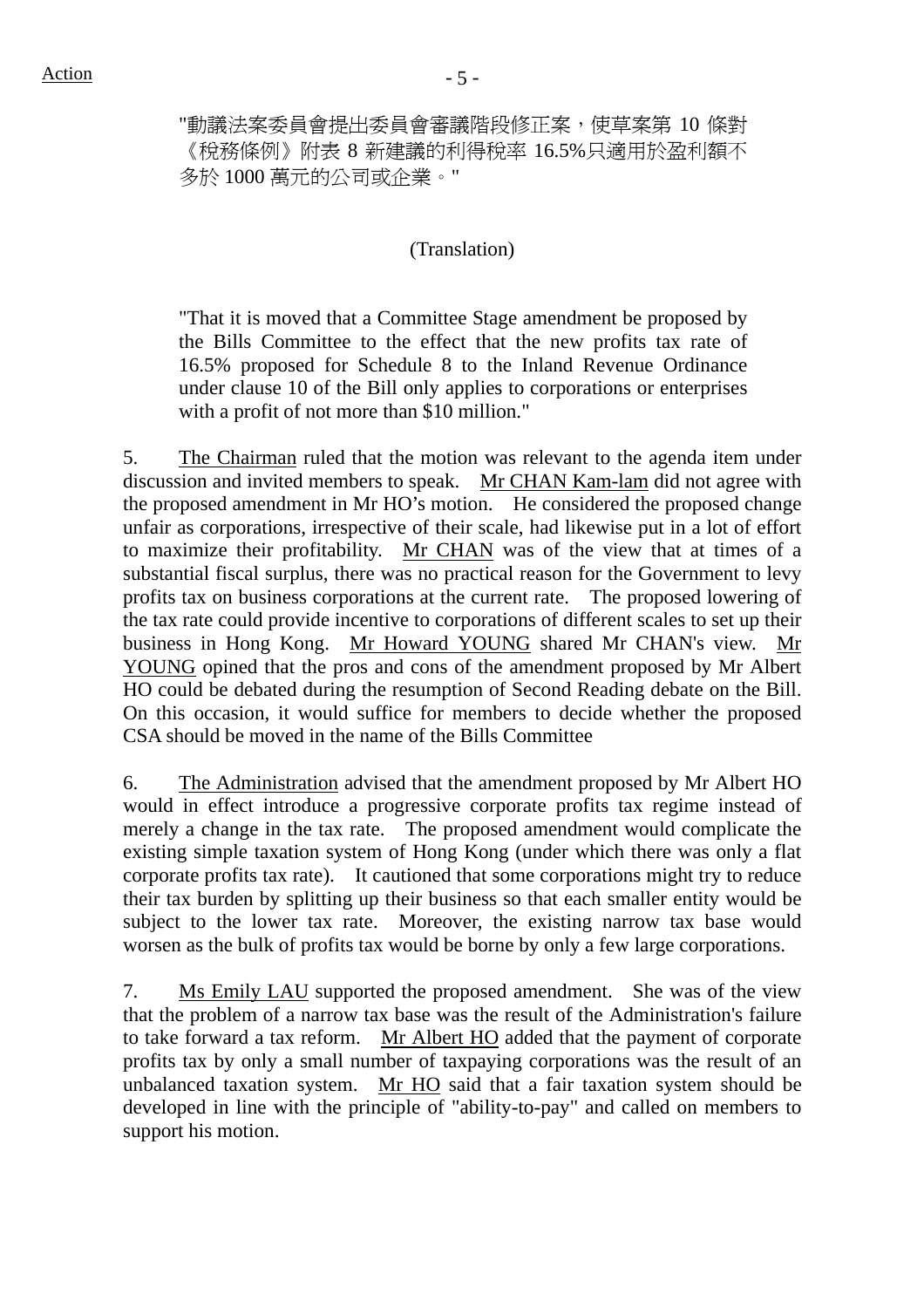"動議法案委員會提出委員會審議階段修正案，使草案第 10 條對《稅務條例》附表 8 新建議的利得稅率 16.5%只適用於盈利額不多於 1000 萬元的公司或企業。"

(Translation)

"That it is moved that a Committee Stage amendment be proposed by the Bills Committee to the effect that the new profits tax rate of 16.5% proposed for Schedule 8 to the Inland Revenue Ordinance under clause 10 of the Bill only applies to corporations or enterprises with a profit of not more than $10 million."

5. The Chairman ruled that the motion was relevant to the agenda item under discussion and invited members to speak. Mr CHAN Kam-lam did not agree with the proposed amendment in Mr HO's motion. He considered the proposed change unfair as corporations, irrespective of their scale, had likewise put in a lot of effort to maximize their profitability. Mr CHAN was of the view that at times of a substantial fiscal surplus, there was no practical reason for the Government to levy profits tax on business corporations at the current rate. The proposed lowering of the tax rate could provide incentive to corporations of different scales to set up their business in Hong Kong. Mr Howard YOUNG shared Mr CHAN's view. Mr YOUNG opined that the pros and cons of the amendment proposed by Mr Albert HO could be debated during the resumption of Second Reading debate on the Bill. On this occasion, it would suffice for members to decide whether the proposed CSA should be moved in the name of the Bills Committee

6. The Administration advised that the amendment proposed by Mr Albert HO would in effect introduce a progressive corporate profits tax regime instead of merely a change in the tax rate. The proposed amendment would complicate the existing simple taxation system of Hong Kong (under which there was only a flat corporate profits tax rate). It cautioned that some corporations might try to reduce their tax burden by splitting up their business so that each smaller entity would be subject to the lower tax rate. Moreover, the existing narrow tax base would worsen as the bulk of profits tax would be borne by only a few large corporations.

7. Ms Emily LAU supported the proposed amendment. She was of the view that the problem of a narrow tax base was the result of the Administration's failure to take forward a tax reform. Mr Albert HO added that the payment of corporate profits tax by only a small number of taxpaying corporations was the result of an unbalanced taxation system. Mr HO said that a fair taxation system should be developed in line with the principle of "ability-to-pay" and called on members to support his motion.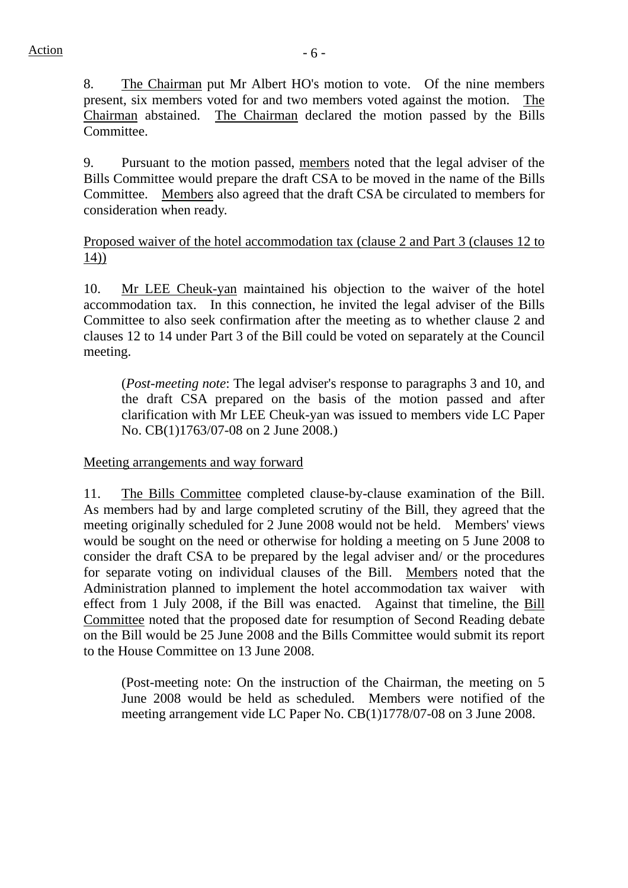Action

8. The Chairman put Mr Albert HO's motion to vote. Of the nine members present, six members voted for and two members voted against the motion. The Chairman abstained. The Chairman declared the motion passed by the Bills Committee.

9. Pursuant to the motion passed, members noted that the legal adviser of the Bills Committee would prepare the draft CSA to be moved in the name of the Bills Committee. Members also agreed that the draft CSA be circulated to members for consideration when ready.

Proposed waiver of the hotel accommodation tax (clause 2 and Part 3 (clauses 12 to 14))

10. Mr LEE Cheuk-yan maintained his objection to the waiver of the hotel accommodation tax. In this connection, he invited the legal adviser of the Bills Committee to also seek confirmation after the meeting as to whether clause 2 and clauses 12 to 14 under Part 3 of the Bill could be voted on separately at the Council meeting.

> (*Post-meeting note*: The legal adviser's response to paragraphs 3 and 10, and the draft CSA prepared on the basis of the motion passed and after clarification with Mr LEE Cheuk-yan was issued to members vide LC Paper No. CB(1)1763/07-08 on 2 June 2008.)

Meeting arrangements and way forward

11. The Bills Committee completed clause-by-clause examination of the Bill. As members had by and large completed scrutiny of the Bill, they agreed that the meeting originally scheduled for 2 June 2008 would not be held. Members' views would be sought on the need or otherwise for holding a meeting on 5 June 2008 to consider the draft CSA to be prepared by the legal adviser and/ or the procedures for separate voting on individual clauses of the Bill. Members noted that the Administration planned to implement the hotel accommodation tax waiver with effect from 1 July 2008, if the Bill was enacted. Against that timeline, the Bill Committee noted that the proposed date for resumption of Second Reading debate on the Bill would be 25 June 2008 and the Bills Committee would submit its report to the House Committee on 13 June 2008.

> (Post-meeting note: On the instruction of the Chairman, the meeting on 5 June 2008 would be held as scheduled. Members were notified of the meeting arrangement vide LC Paper No. CB(1)1778/07-08 on 3 June 2008.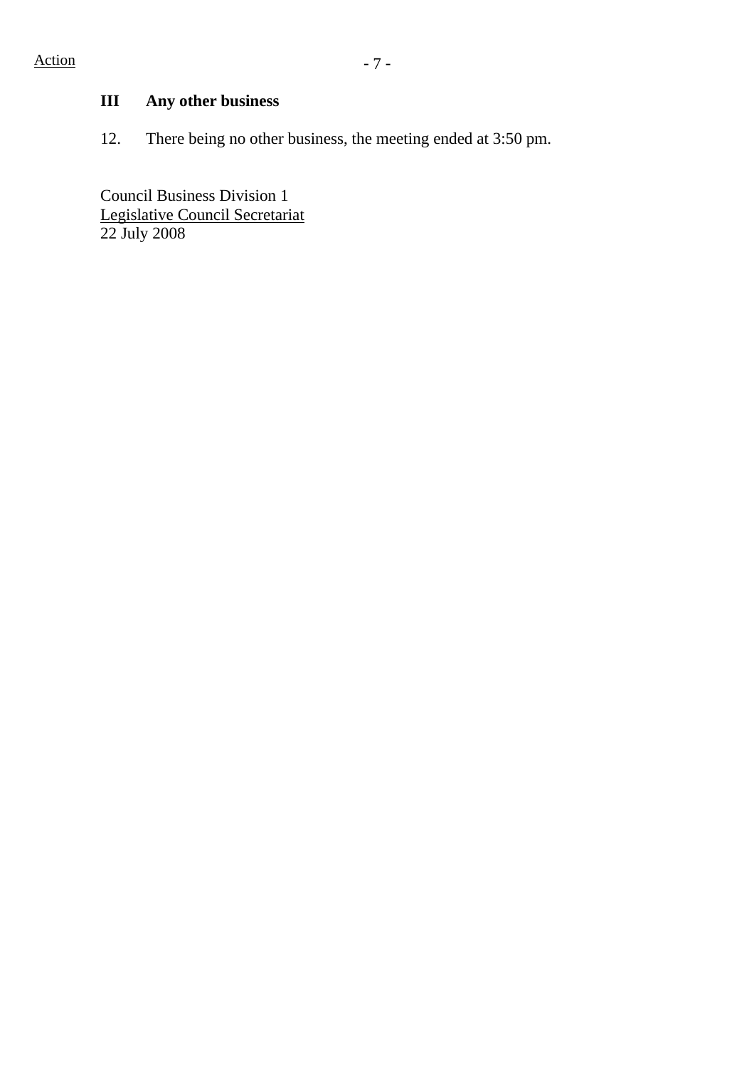Action

## III Any other business

12. There being no other business, the meeting ended at 3:50 pm.

Council Business Division 1
Legislative Council Secretariat
22 July 2008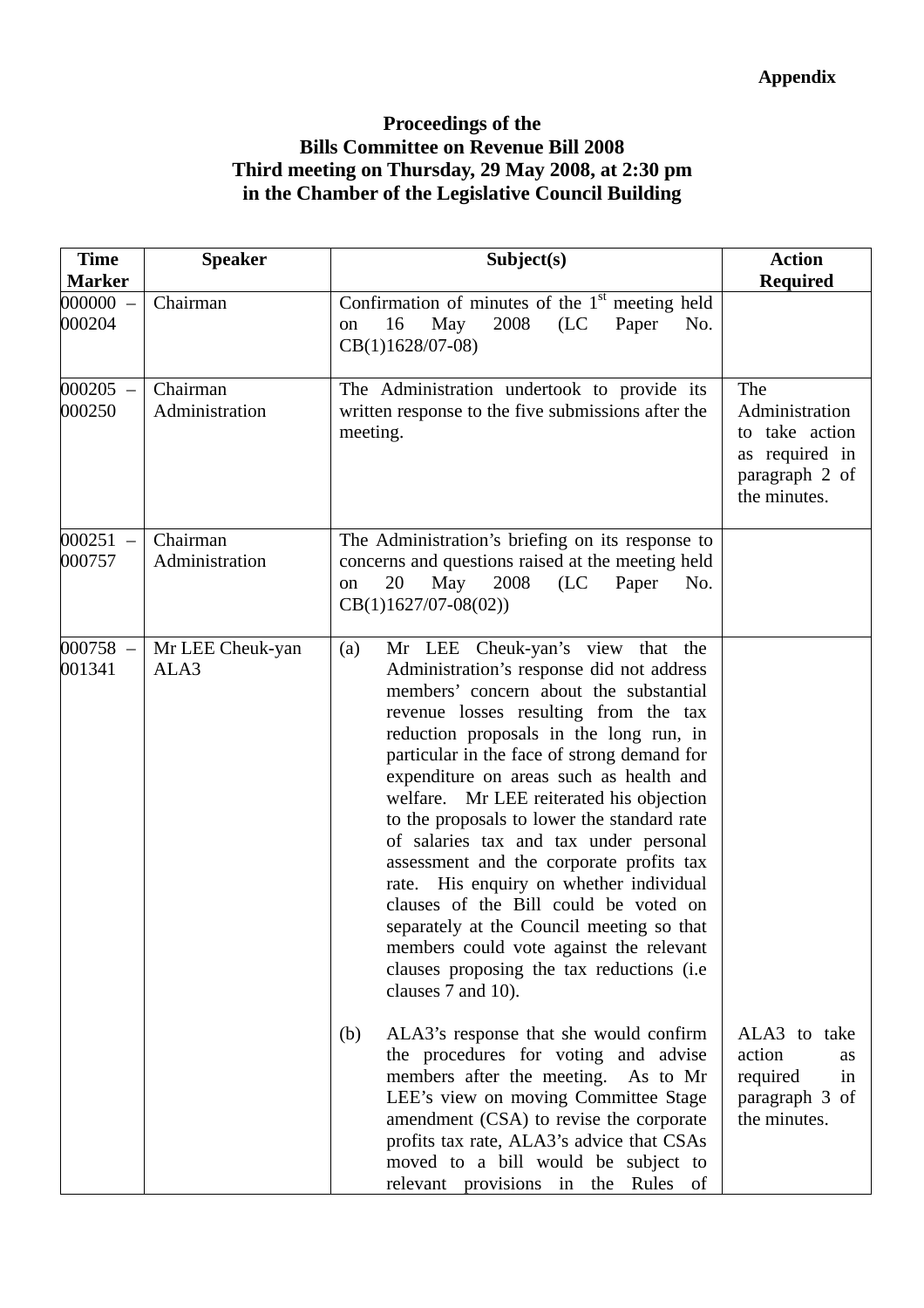**Appendix**

**Proceedings of the**
**Bills Committee on Revenue Bill 2008**
**Third meeting on Thursday, 29 May 2008, at 2:30 pm**
**in the Chamber of the Legislative Council Building**

| Time Marker | Speaker | Subject(s) | Action Required |
|---|---|---|---|
| 000000 – 000204 | Chairman | Confirmation of minutes of the 1st meeting held on 16 May 2008 (LC Paper No. CB(1)1628/07-08) | |
| 000205 – 000250 | Chairman<br>Administration | The Administration undertook to provide its written response to the five submissions after the meeting. | The Administration to take action as required in paragraph 2 of the minutes. |
| 000251 – 000757 | Chairman<br>Administration | The Administration's briefing on its response to concerns and questions raised at the meeting held on 20 May 2008 (LC Paper No. CB(1)1627/07-08(02)) | |
| 000758 – 001341 | Mr LEE Cheuk-yan<br>ALA3 | (a) Mr LEE Cheuk-yan's view that the Administration's response did not address members' concern about the substantial revenue losses resulting from the tax reduction proposals in the long run, in particular in the face of strong demand for expenditure on areas such as health and welfare. Mr LEE reiterated his objection to the proposals to lower the standard rate of salaries tax and tax under personal assessment and the corporate profits tax rate. His enquiry on whether individual clauses of the Bill could be voted on separately at the Council meeting so that members could vote against the relevant clauses proposing the tax reductions (i.e clauses 7 and 10).<br><br>(b) ALA3's response that she would confirm the procedures for voting and advise members after the meeting. As to Mr LEE's view on moving Committee Stage amendment (CSA) to revise the corporate profits tax rate, ALA3's advice that CSAs moved to a bill would be subject to relevant provisions in the Rules of | <br><br><br><br><br><br><br><br><br><br><br><br><br><br><br>ALA3 to take action as required in paragraph 3 of the minutes. |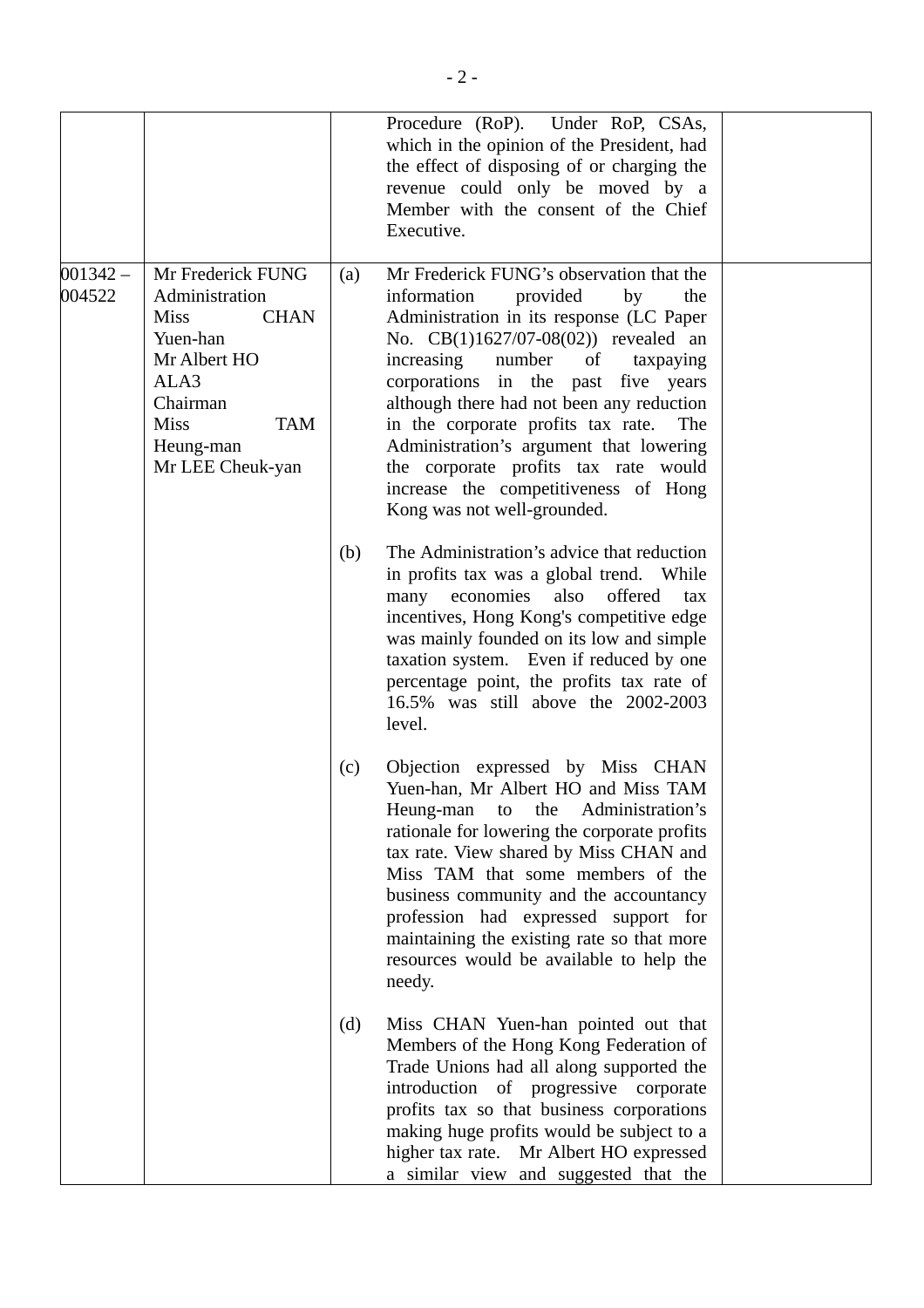| | | | |
|---|---|---|---|
| | | Procedure (RoP). Under RoP, CSAs, which in the opinion of the President, had the effect of disposing of or charging the revenue could only be moved by a Member with the consent of the Chief Executive. | |
| 001342 – 004522 | Mr Frederick FUNG<br>Administration<br>Miss CHAN Yuen-han<br>Mr Albert HO<br>ALA3<br>Chairman<br>Miss TAM Heung-man<br>Mr LEE Cheuk-yan | (a) Mr Frederick FUNG's observation that the information provided by the Administration in its response (LC Paper No. CB(1)1627/07-08(02)) revealed an increasing number of taxpaying corporations in the past five years although there had not been any reduction in the corporate profits tax rate. The Administration's argument that lowering the corporate profits tax rate would increase the competitiveness of Hong Kong was not well-grounded.<br><br>(b) The Administration's advice that reduction in profits tax was a global trend. While many economies also offered tax incentives, Hong Kong's competitive edge was mainly founded on its low and simple taxation system. Even if reduced by one percentage point, the profits tax rate of 16.5% was still above the 2002-2003 level.<br><br>(c) Objection expressed by Miss CHAN Yuen-han, Mr Albert HO and Miss TAM Heung-man to the Administration's rationale for lowering the corporate profits tax rate. View shared by Miss CHAN and Miss TAM that some members of the business community and the accountancy profession had expressed support for maintaining the existing rate so that more resources would be available to help the needy.<br><br>(d) Miss CHAN Yuen-han pointed out that Members of the Hong Kong Federation of Trade Unions had all along supported the introduction of progressive corporate profits tax so that business corporations making huge profits would be subject to a higher tax rate. Mr Albert HO expressed a similar view and suggested that the | |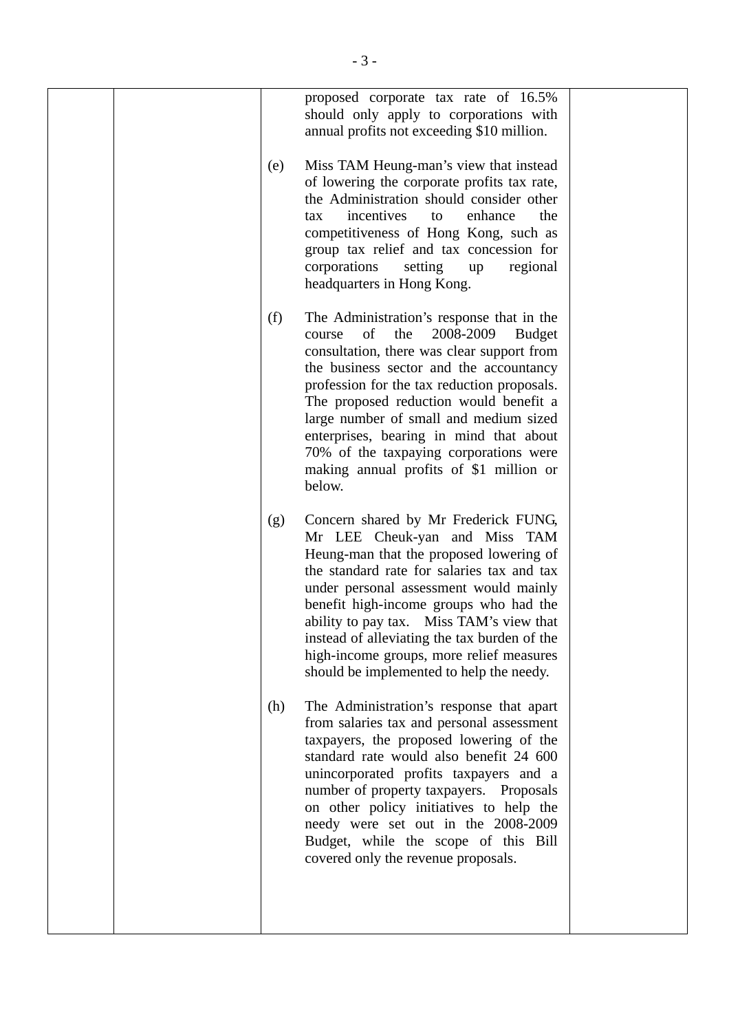proposed corporate tax rate of 16.5% should only apply to corporations with annual profits not exceeding $10 million.

(e) Miss TAM Heung-man's view that instead of lowering the corporate profits tax rate, the Administration should consider other tax incentives to enhance the competitiveness of Hong Kong, such as group tax relief and tax concession for corporations setting up regional headquarters in Hong Kong.

(f) The Administration's response that in the course of the 2008-2009 Budget consultation, there was clear support from the business sector and the accountancy profession for the tax reduction proposals. The proposed reduction would benefit a large number of small and medium sized enterprises, bearing in mind that about 70% of the taxpaying corporations were making annual profits of $1 million or below.

(g) Concern shared by Mr Frederick FUNG, Mr LEE Cheuk-yan and Miss TAM Heung-man that the proposed lowering of the standard rate for salaries tax and tax under personal assessment would mainly benefit high-income groups who had the ability to pay tax. Miss TAM's view that instead of alleviating the tax burden of the high-income groups, more relief measures should be implemented to help the needy.

(h) The Administration's response that apart from salaries tax and personal assessment taxpayers, the proposed lowering of the standard rate would also benefit 24 600 unincorporated profits taxpayers and a number of property taxpayers. Proposals on other policy initiatives to help the needy were set out in the 2008-2009 Budget, while the scope of this Bill covered only the revenue proposals.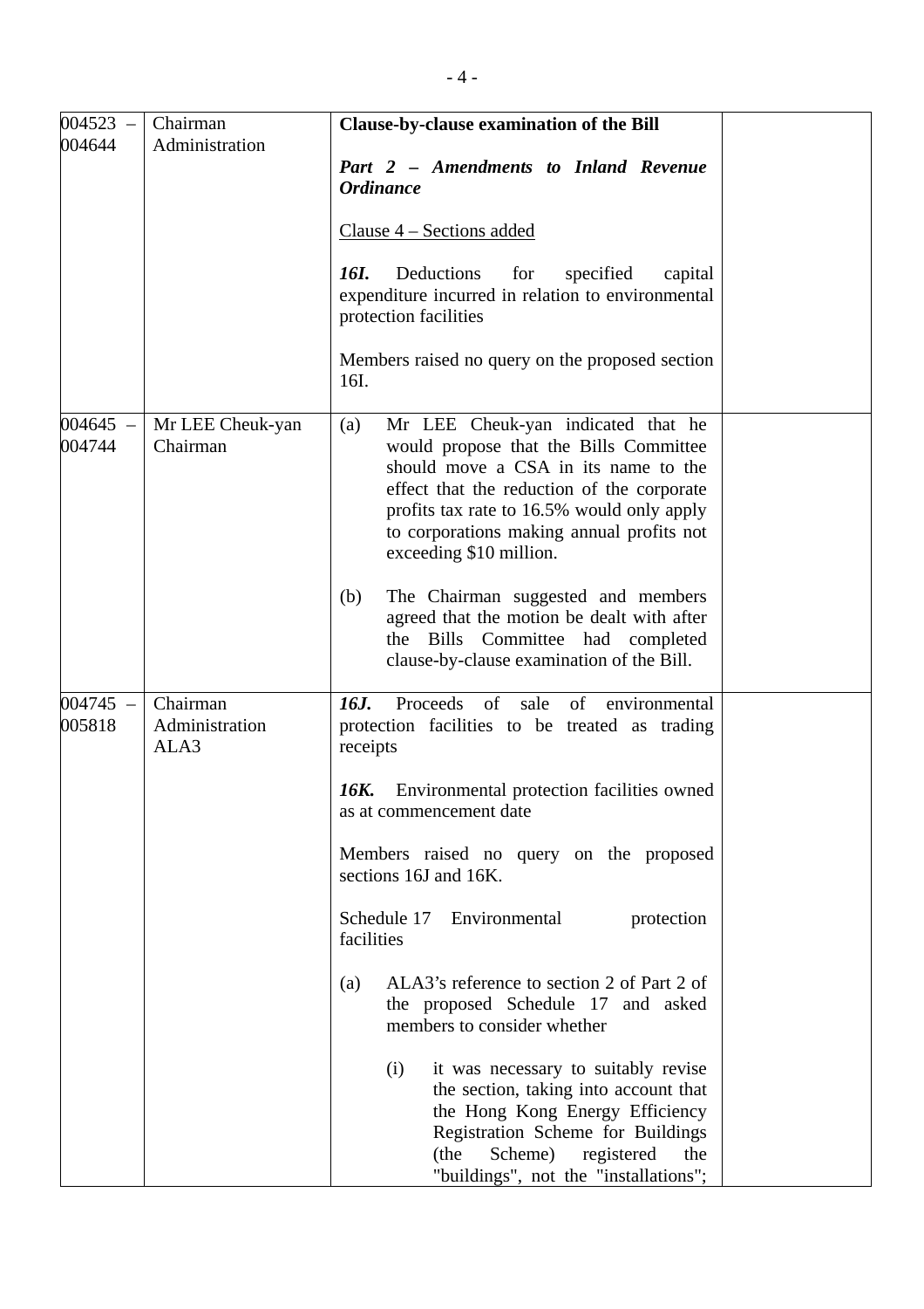| | | | |
|---|---|---|---|
| 004523 – 004644 | Chairman<br>Administration | **Clause-by-clause examination of the Bill**<br><br>***Part 2 – Amendments to Inland Revenue Ordinance***<br><br><u>Clause 4 – Sections added</u><br><br>***16I.*** Deductions for specified capital expenditure incurred in relation to environmental protection facilities<br><br>Members raised no query on the proposed section 16I. | |
| 004645 – 004744 | Mr LEE Cheuk-yan<br>Chairman | (a) Mr LEE Cheuk-yan indicated that he would propose that the Bills Committee should move a CSA in its name to the effect that the reduction of the corporate profits tax rate to 16.5% would only apply to corporations making annual profits not exceeding $10 million.<br><br>(b) The Chairman suggested and members agreed that the motion be dealt with after the Bills Committee had completed clause-by-clause examination of the Bill. | |
| 004745 – 005818 | Chairman<br>Administration<br>ALA3 | ***16J.*** Proceeds of sale of environmental protection facilities to be treated as trading receipts<br><br>***16K.*** Environmental protection facilities owned as at commencement date<br><br>Members raised no query on the proposed sections 16J and 16K.<br><br>Schedule 17 Environmental protection facilities<br><br>(a) ALA3's reference to section 2 of Part 2 of the proposed Schedule 17 and asked members to consider whether<br><br>(i) it was necessary to suitably revise the section, taking into account that the Hong Kong Energy Efficiency Registration Scheme for Buildings (the Scheme) registered the "buildings", not the "installations"; | |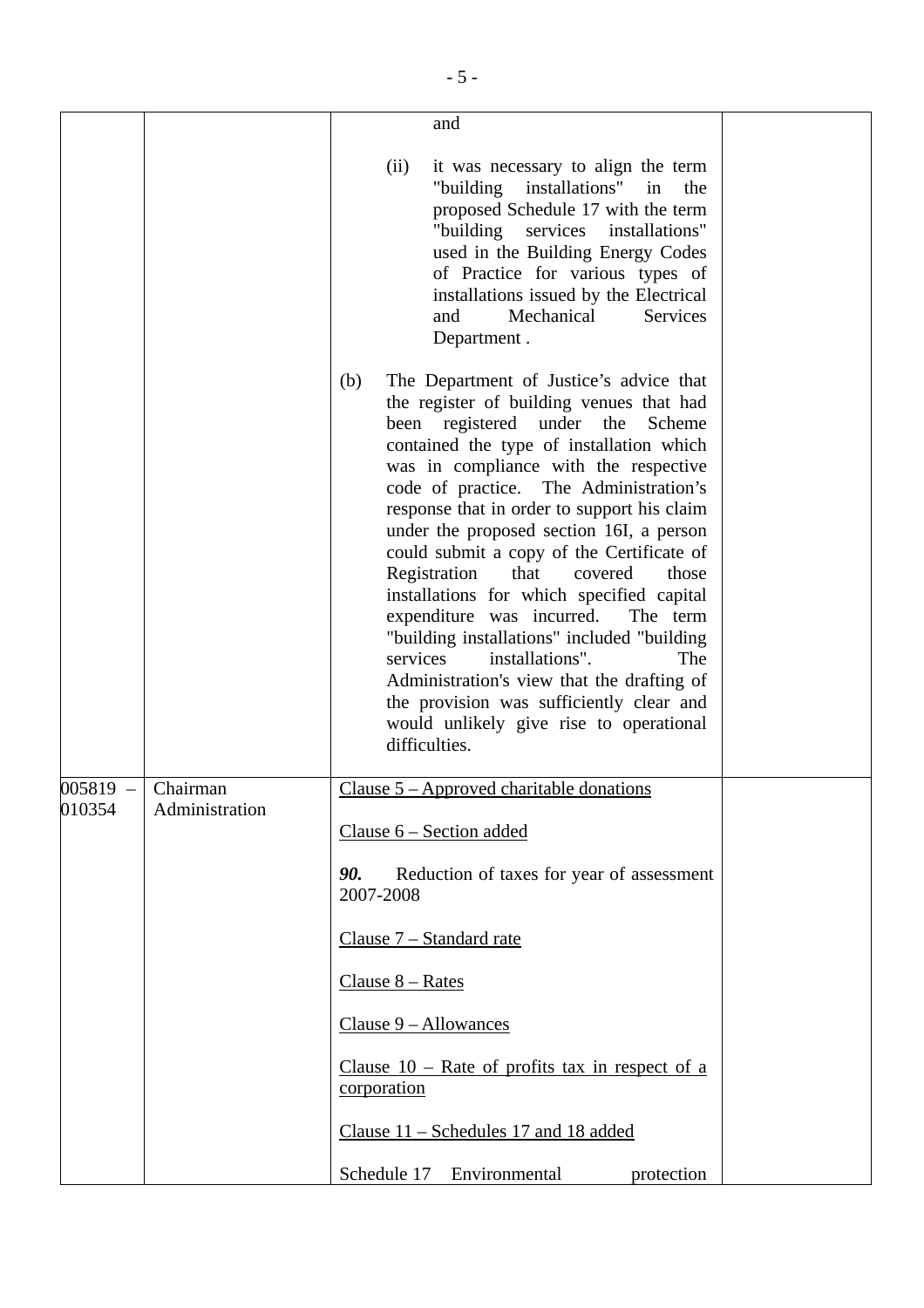| | | | |
|---|---|---|---|
| | | and<br><br>(ii) it was necessary to align the term "building installations" in the proposed Schedule 17 with the term "building services installations" used in the Building Energy Codes of Practice for various types of installations issued by the Electrical and Mechanical Services Department .<br><br>(b) The Department of Justice's advice that the register of building venues that had been registered under the Scheme contained the type of installation which was in compliance with the respective code of practice. The Administration's response that in order to support his claim under the proposed section 16I, a person could submit a copy of the Certificate of Registration that covered those installations for which specified capital expenditure was incurred. The term "building installations" included "building services installations". The Administration's view that the drafting of the provision was sufficiently clear and would unlikely give rise to operational difficulties. | |
| 005819 – 010354 | Chairman<br>Administration | <u>Clause 5 – Approved charitable donations</u><br><br><u>Clause 6 – Section added</u><br><br>***90.*** Reduction of taxes for year of assessment 2007-2008<br><br><u>Clause 7 – Standard rate</u><br><br><u>Clause 8 – Rates</u><br><br><u>Clause 9 – Allowances</u><br><br><u>Clause 10 – Rate of profits tax in respect of a corporation</u><br><br><u>Clause 11 – Schedules 17 and 18 added</u><br><br>Schedule 17 Environmental protection | |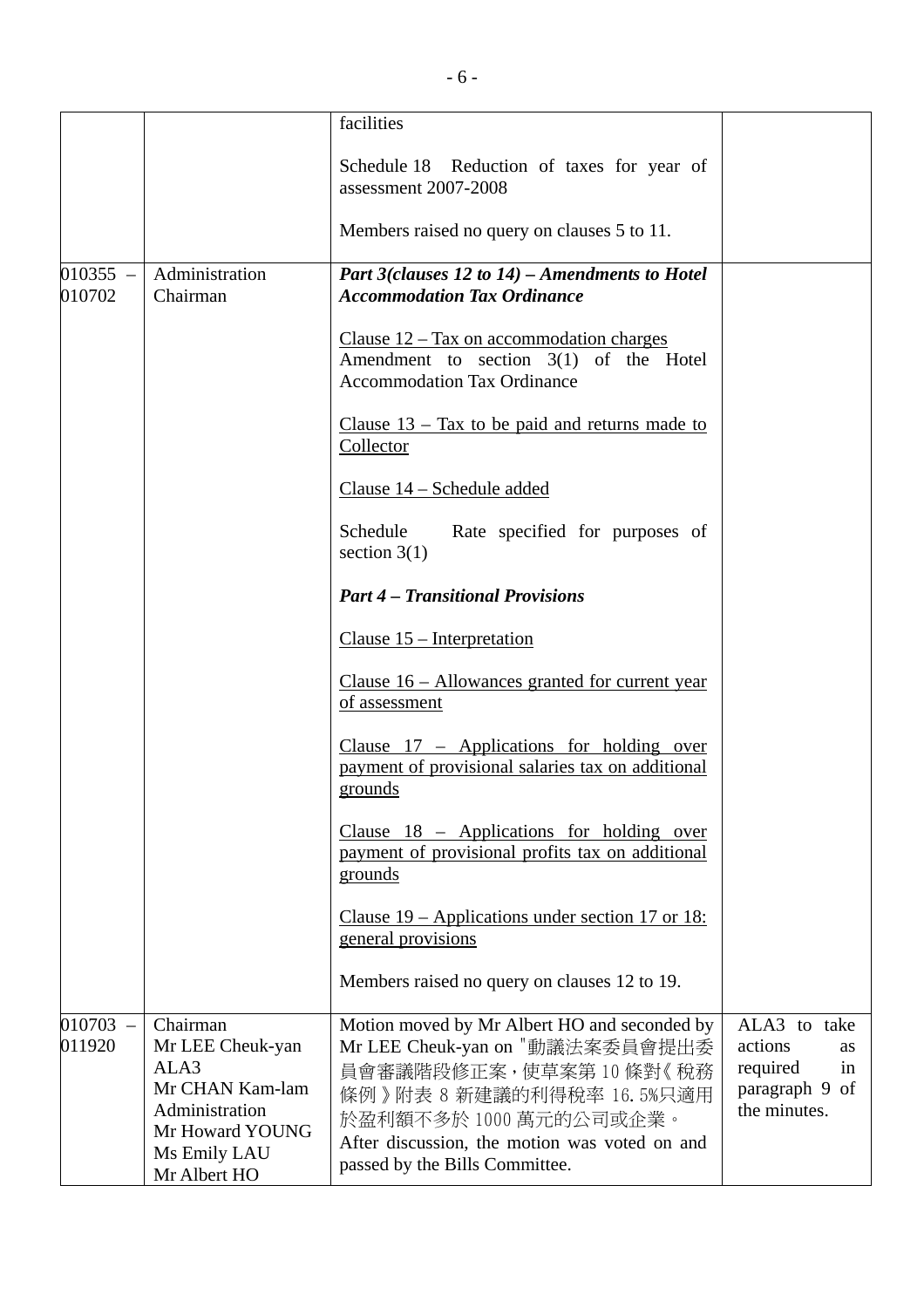| | | | |
|---|---|---|---|
| | | facilities<br><br>Schedule 18 Reduction of taxes for year of assessment 2007-2008<br><br>Members raised no query on clauses 5 to 11. | |
| 010355 – 010702 | Administration<br>Chairman | ***Part 3(clauses 12 to 14) – Amendments to Hotel Accommodation Tax Ordinance***<br><br><u>Clause 12 – Tax on accommodation charges</u><br>Amendment to section 3(1) of the Hotel Accommodation Tax Ordinance<br><br><u>Clause 13 – Tax to be paid and returns made to Collector</u><br><br><u>Clause 14 – Schedule added</u><br><br>Schedule Rate specified for purposes of section 3(1)<br><br>***Part 4 – Transitional Provisions***<br><br><u>Clause 15 – Interpretation</u><br><br><u>Clause 16 – Allowances granted for current year of assessment</u><br><br><u>Clause 17 – Applications for holding over payment of provisional salaries tax on additional grounds</u><br><br><u>Clause 18 – Applications for holding over payment of provisional profits tax on additional grounds</u><br><br><u>Clause 19 – Applications under section 17 or 18: general provisions</u><br><br>Members raised no query on clauses 12 to 19. | |
| 010703 – 011920 | Chairman<br>Mr LEE Cheuk-yan<br>ALA3<br>Mr CHAN Kam-lam<br>Administration<br>Mr Howard YOUNG<br>Ms Emily LAU<br>Mr Albert HO | Motion moved by Mr Albert HO and seconded by Mr LEE Cheuk-yan on "動議法案委員會提出委員會審議階段修正案，使草案第 10 條對《稅務條例》附表 8 新建議的利得稅率 16.5%只適用於盈利額不多於 1000 萬元的公司或企業。<br>After discussion, the motion was voted on and passed by the Bills Committee. | ALA3 to take actions as required in paragraph 9 of the minutes. |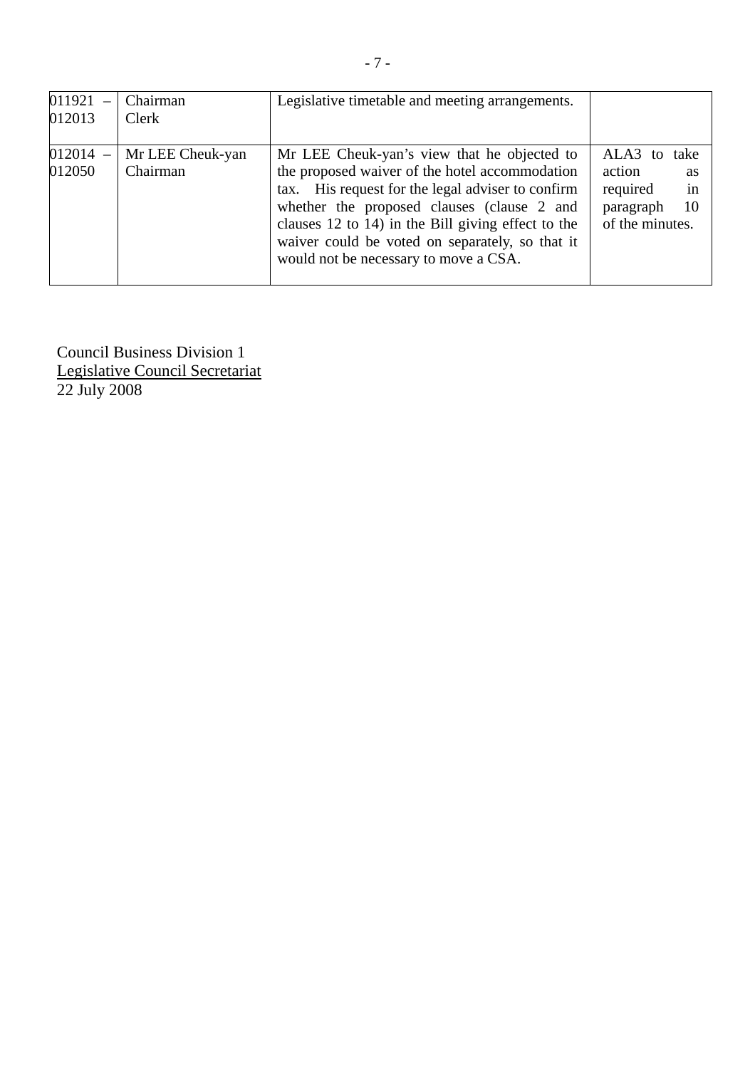| | | | |
|---|---|---|---|
| 011921 – 012013 | Chairman<br>Clerk | Legislative timetable and meeting arrangements. | |
| 012014 – 012050 | Mr LEE Cheuk-yan<br>Chairman | Mr LEE Cheuk-yan's view that he objected to the proposed waiver of the hotel accommodation tax. His request for the legal adviser to confirm whether the proposed clauses (clause 2 and clauses 12 to 14) in the Bill giving effect to the waiver could be voted on separately, so that it would not be necessary to move a CSA. | ALA3 to take action as required in paragraph 10 of the minutes. |

Council Business Division 1
Legislative Council Secretariat
22 July 2008